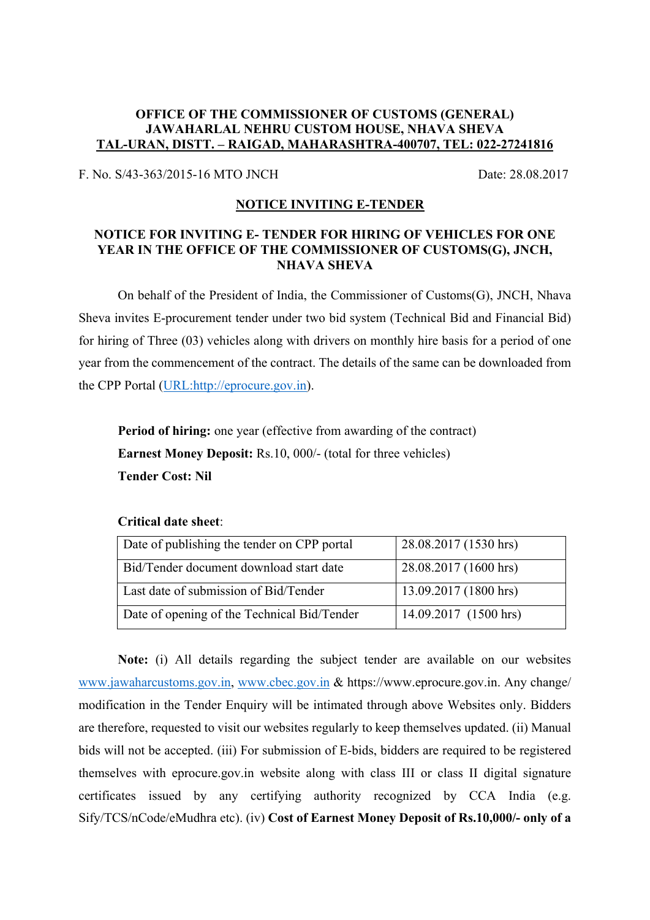**OFFICE OF THE COMMISSIONER OF CUSTOMS (GENERAL)**
**JAWAHARLAL NEHRU CUSTOM HOUSE, NHAVA SHEVA**
**TAL-URAN, DISTT. – RAIGAD, MAHARASHTRA-400707, TEL: 022-27241816**

F. No. S/43-363/2015-16 MTO JNCH Date: 28.08.2017

## NOTICE INVITING E-TENDER

### NOTICE FOR INVITING E- TENDER FOR HIRING OF VEHICLES FOR ONE YEAR IN THE OFFICE OF THE COMMISSIONER OF CUSTOMS(G), JNCH, NHAVA SHEVA

On behalf of the President of India, the Commissioner of Customs(G), JNCH, Nhava Sheva invites E-procurement tender under two bid system (Technical Bid and Financial Bid) for hiring of Three (03) vehicles along with drivers on monthly hire basis for a period of one year from the commencement of the contract. The details of the same can be downloaded from the CPP Portal (URL:http://eprocure.gov.in).

**Period of hiring:** one year (effective from awarding of the contract)
**Earnest Money Deposit:** Rs.10, 000/- (total for three vehicles)
**Tender Cost: Nil**

**Critical date sheet**:

| Date of publishing the tender on CPP portal | 28.08.2017 (1530 hrs) |
|---|---|
| Bid/Tender document download start date | 28.08.2017 (1600 hrs) |
| Last date of submission of Bid/Tender | 13.09.2017 (1800 hrs) |
| Date of opening of the Technical Bid/Tender | 14.09.2017 (1500 hrs) |

**Note:** (i) All details regarding the subject tender are available on our websites www.jawaharcustoms.gov.in, www.cbec.gov.in & https://www.eprocure.gov.in. Any change/ modification in the Tender Enquiry will be intimated through above Websites only. Bidders are therefore, requested to visit our websites regularly to keep themselves updated. (ii) Manual bids will not be accepted. (iii) For submission of E-bids, bidders are required to be registered themselves with eprocure.gov.in website along with class III or class II digital signature certificates issued by any certifying authority recognized by CCA India (e.g. Sify/TCS/nCode/eMudhra etc). (iv) **Cost of Earnest Money Deposit of Rs.10,000/- only of a**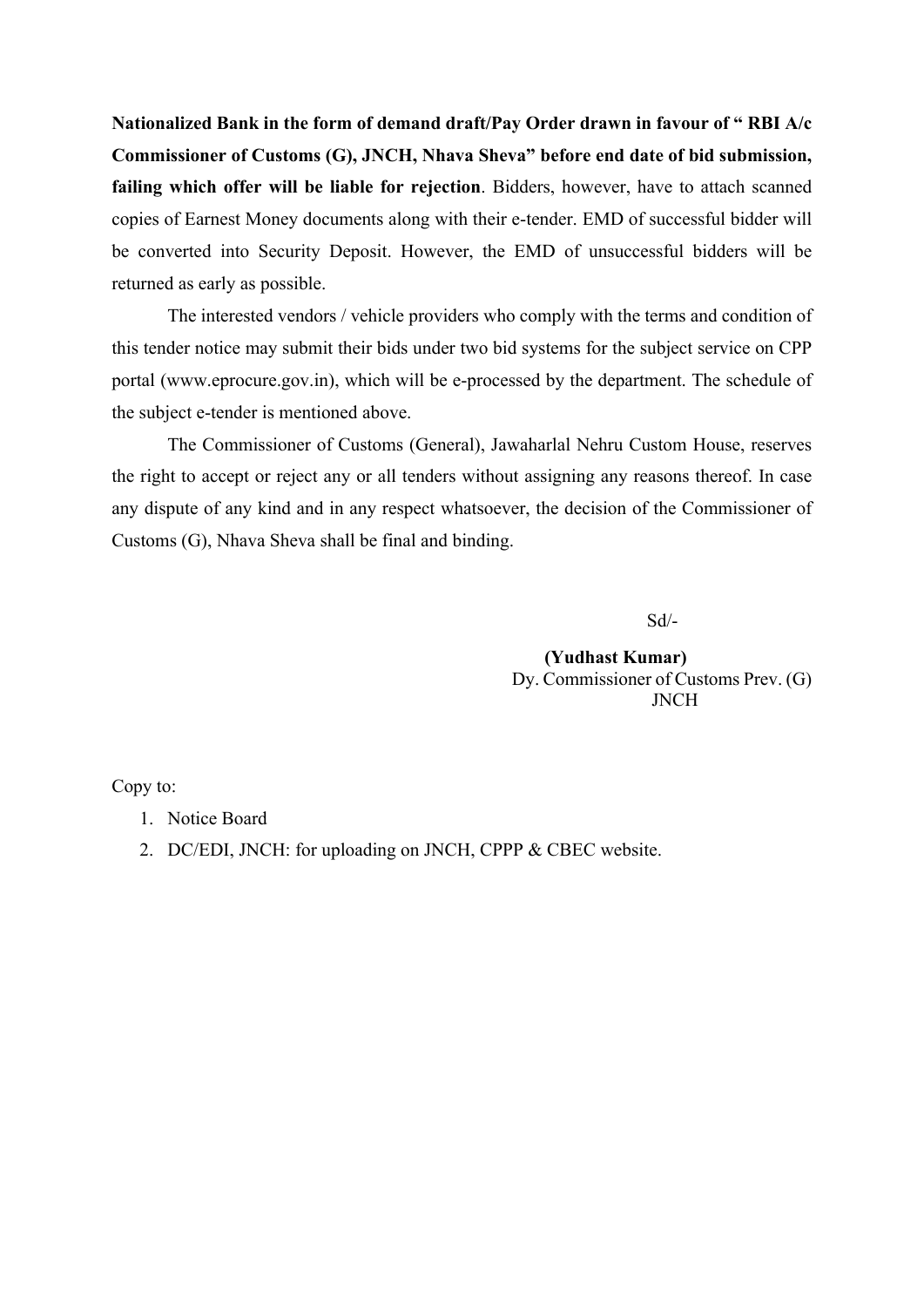**Nationalized Bank in the form of demand draft/Pay Order drawn in favour of " RBI A/c Commissioner of Customs (G), JNCH, Nhava Sheva" before end date of bid submission, failing which offer will be liable for rejection**. Bidders, however, have to attach scanned copies of Earnest Money documents along with their e-tender. EMD of successful bidder will be converted into Security Deposit. However, the EMD of unsuccessful bidders will be returned as early as possible.

The interested vendors / vehicle providers who comply with the terms and condition of this tender notice may submit their bids under two bid systems for the subject service on CPP portal (www.eprocure.gov.in), which will be e-processed by the department. The schedule of the subject e-tender is mentioned above.

The Commissioner of Customs (General), Jawaharlal Nehru Custom House, reserves the right to accept or reject any or all tenders without assigning any reasons thereof. In case any dispute of any kind and in any respect whatsoever, the decision of the Commissioner of Customs (G), Nhava Sheva shall be final and binding.

Sd/-

**(Yudhast Kumar)**
Dy. Commissioner of Customs Prev. (G)
JNCH

Copy to:

1. Notice Board
2. DC/EDI, JNCH: for uploading on JNCH, CPPP & CBEC website.